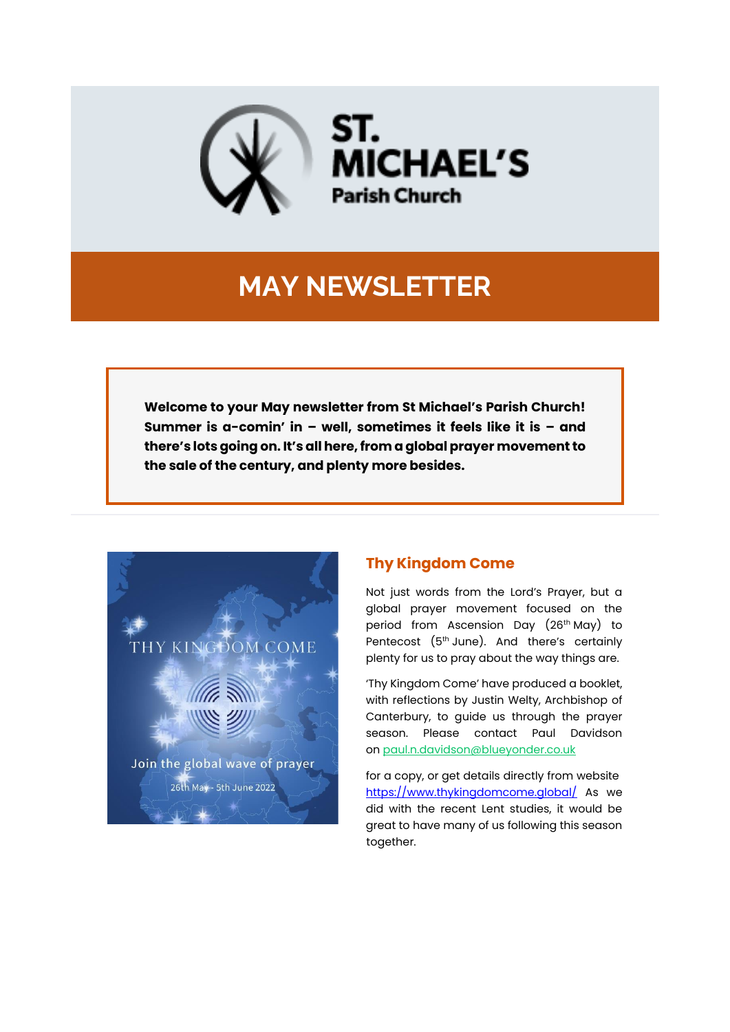# ST. MICHAEL'S Parish Church

## MAY NEWSLETTER

**Welcome to your May newsletter from St Michael's Parish Church! Summer is a-comin' in – well, sometimes it feels like it is – and there's lots going on. It's all here, from a global prayer movement to the sale of the century, and plenty more besides.**

---

### Thy Kingdom Come

Not just words from the Lord's Prayer, but a global prayer movement focused on the period from Ascension Day (26th May) to Pentecost (5th June). And there's certainly plenty for us to pray about the way things are.

'Thy Kingdom Come' have produced a booklet, with reflections by Justin Welty, Archbishop of Canterbury, to guide us through the prayer season. Please contact Paul Davidson on paul.n.davidson@blueyonder.co.uk

for a copy, or get details directly from website https://www.thykingdomcome.global/ As we did with the recent Lent studies, it would be great to have many of us following this season together.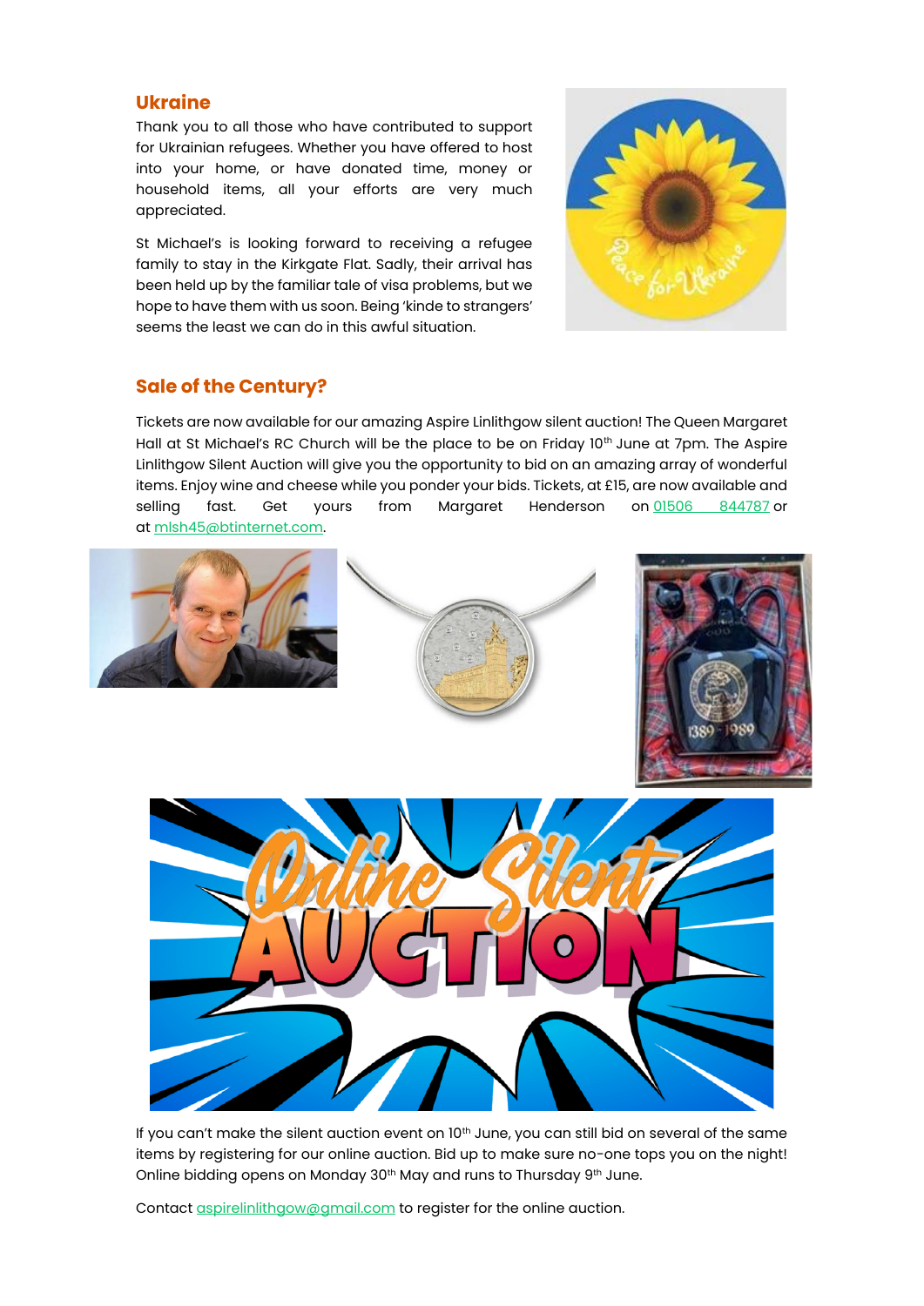## Ukraine

Thank you to all those who have contributed to support for Ukrainian refugees. Whether you have offered to host into your home, or have donated time, money or household items, all your efforts are very much appreciated.

St Michael's is looking forward to receiving a refugee family to stay in the Kirkgate Flat. Sadly, their arrival has been held up by the familiar tale of visa problems, but we hope to have them with us soon. Being 'kinde to strangers' seems the least we can do in this awful situation.

## Sale of the Century?

Tickets are now available for our amazing Aspire Linlithgow silent auction! The Queen Margaret Hall at St Michael's RC Church will be the place to be on Friday 10th June at 7pm. The Aspire Linlithgow Silent Auction will give you the opportunity to bid on an amazing array of wonderful items. Enjoy wine and cheese while you ponder your bids. Tickets, at £15, are now available and selling fast. Get yours from Margaret Henderson on 01506 844787 or at mlsh45@btinternet.com.

If you can't make the silent auction event on 10th June, you can still bid on several of the same items by registering for our online auction. Bid up to make sure no-one tops you on the night! Online bidding opens on Monday 30th May and runs to Thursday 9th June.

Contact aspirelinlithgow@gmail.com to register for the online auction.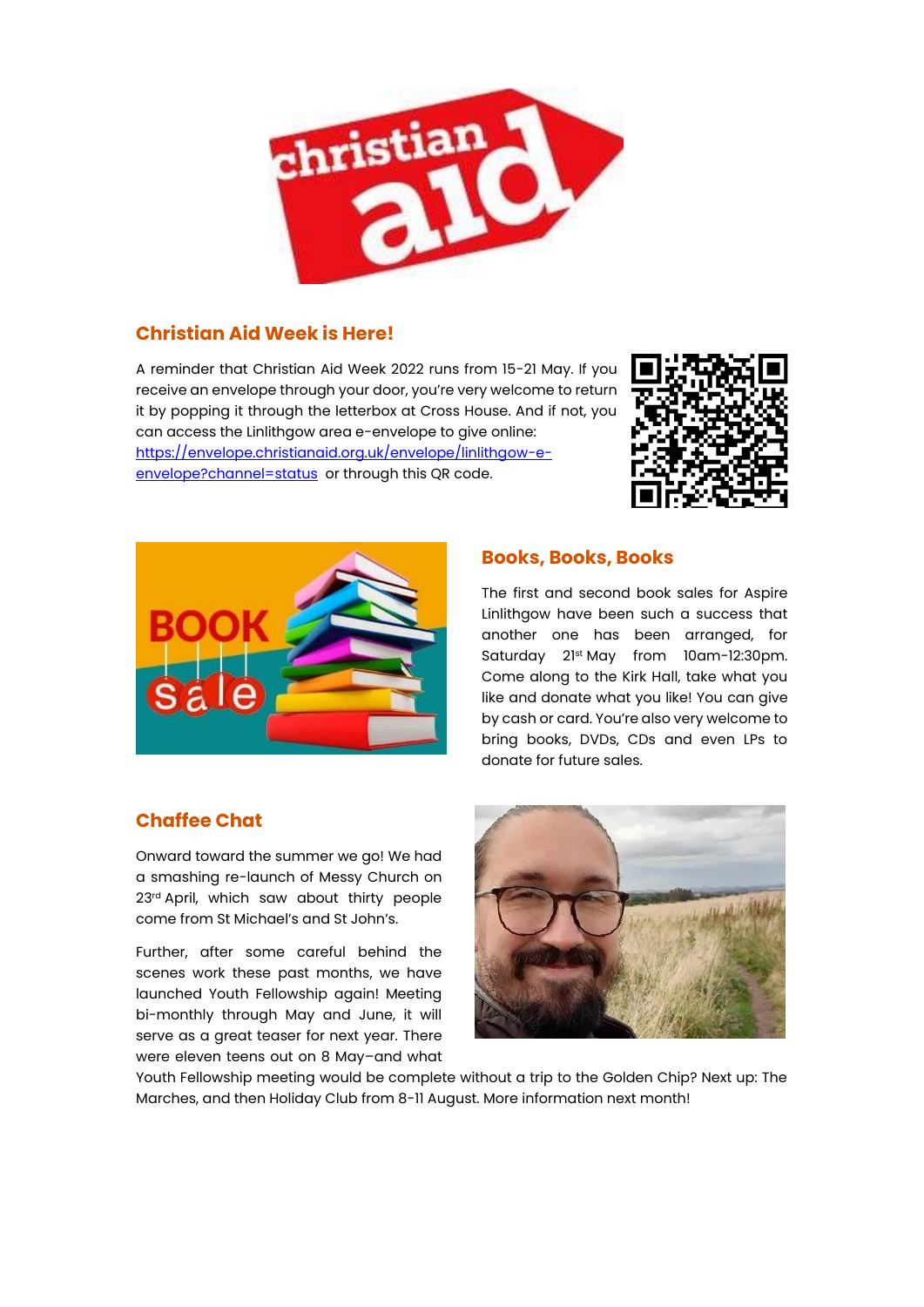## Christian Aid Week is Here!

A reminder that Christian Aid Week 2022 runs from 15-21 May. If you receive an envelope through your door, you're very welcome to return it by popping it through the letterbox at Cross House. And if not, you can access the Linlithgow area e-envelope to give online: [https://envelope.christianaid.org.uk/envelope/linlithgow-e-envelope?channel=status](https://envelope.christianaid.org.uk/envelope/linlithgow-e-envelope?channel=status) or through this QR code.

## Books, Books, Books

The first and second book sales for Aspire Linlithgow have been such a success that another one has been arranged, for Saturday 21st May from 10am-12:30pm. Come along to the Kirk Hall, take what you like and donate what you like! You can give by cash or card. You're also very welcome to bring books, DVDs, CDs and even LPs to donate for future sales.

## Chaffee Chat

Onward toward the summer we go! We had a smashing re-launch of Messy Church on 23rd April, which saw about thirty people come from St Michael's and St John's.

Further, after some careful behind the scenes work these past months, we have launched Youth Fellowship again! Meeting bi-monthly through May and June, it will serve as a great teaser for next year. There were eleven teens out on 8 May–and what Youth Fellowship meeting would be complete without a trip to the Golden Chip? Next up: The Marches, and then Holiday Club from 8-11 August. More information next month!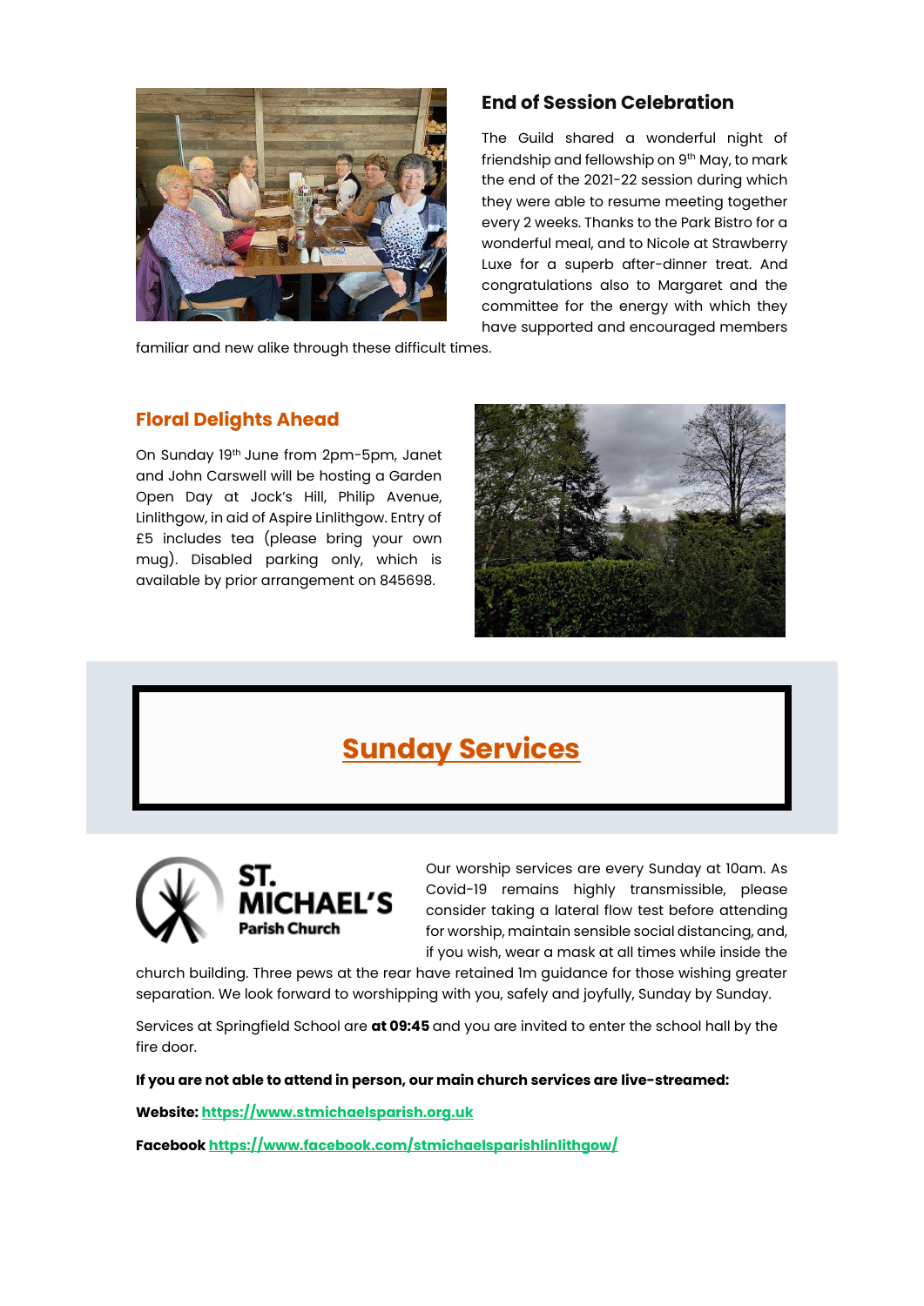## End of Session Celebration

The Guild shared a wonderful night of friendship and fellowship on 9th May, to mark the end of the 2021-22 session during which they were able to resume meeting together every 2 weeks. Thanks to the Park Bistro for a wonderful meal, and to Nicole at Strawberry Luxe for a superb after-dinner treat. And congratulations also to Margaret and the committee for the energy with which they have supported and encouraged members familiar and new alike through these difficult times.

## Floral Delights Ahead

On Sunday 19th June from 2pm-5pm, Janet and John Carswell will be hosting a Garden Open Day at Jock's Hill, Philip Avenue, Linlithgow, in aid of Aspire Linlithgow. Entry of £5 includes tea (please bring your own mug). Disabled parking only, which is available by prior arrangement on 845698.

# Sunday Services

**ST. MICHAEL'S Parish Church**

Our worship services are every Sunday at 10am. As Covid-19 remains highly transmissible, please consider taking a lateral flow test before attending for worship, maintain sensible social distancing, and, if you wish, wear a mask at all times while inside the church building. Three pews at the rear have retained 1m guidance for those wishing greater separation. We look forward to worshipping with you, safely and joyfully, Sunday by Sunday.

Services at Springfield School are **at 09:45** and you are invited to enter the school hall by the fire door.

**If you are not able to attend in person, our main church services are live-streamed:**

**Website:** https://www.stmichaelsparish.org.uk

**Facebook** https://www.facebook.com/stmichaelsparishlinlithgow/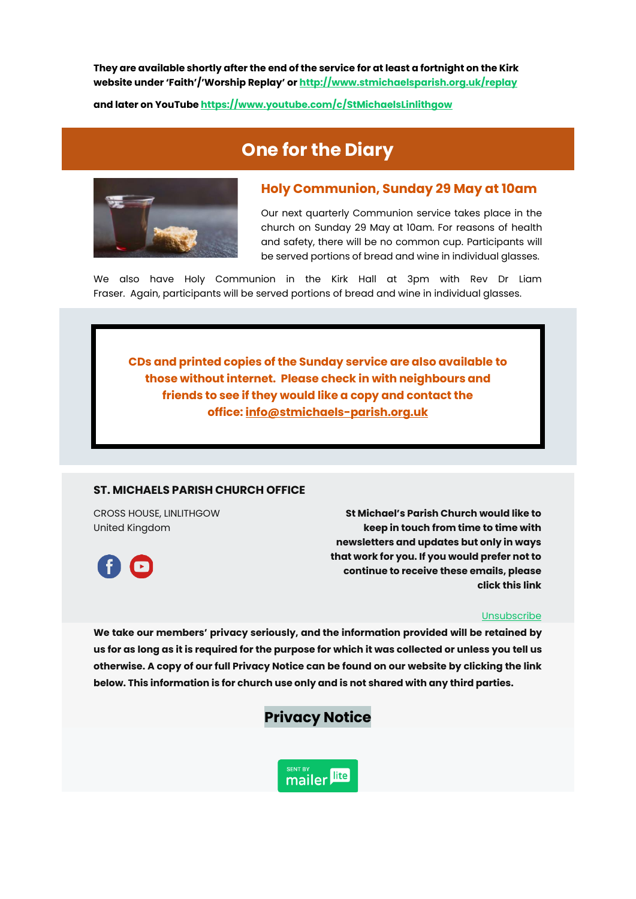**They are available shortly after the end of the service for at least a fortnight on the Kirk website under 'Faith'/'Worship Replay' or http://www.stmichaelsparish.org.uk/replay**

**and later on YouTube https://www.youtube.com/c/StMichaelsLinlithgow**

## One for the Diary

### Holy Communion, Sunday 29 May at 10am

Our next quarterly Communion service takes place in the church on Sunday 29 May at 10am. For reasons of health and safety, there will be no common cup. Participants will be served portions of bread and wine in individual glasses.

We also have Holy Communion in the Kirk Hall at 3pm with Rev Dr Liam Fraser. Again, participants will be served portions of bread and wine in individual glasses.

**CDs and printed copies of the Sunday service are also available to those without internet. Please check in with neighbours and friends to see if they would like a copy and contact the office: info@stmichaels-parish.org.uk**

**ST. MICHAELS PARISH CHURCH OFFICE**

CROSS HOUSE, LINLITHGOW
United Kingdom

**St Michael's Parish Church would like to keep in touch from time to time with newsletters and updates but only in ways that work for you. If you would prefer not to continue to receive these emails, please click this link**

Unsubscribe

**We take our members' privacy seriously, and the information provided will be retained by us for as long as it is required for the purpose for which it was collected or unless you tell us otherwise. A copy of our full Privacy Notice can be found on our website by clicking the link below. This information is for church use only and is not shared with any third parties.**

**Privacy Notice**

SENT BY mailer lite